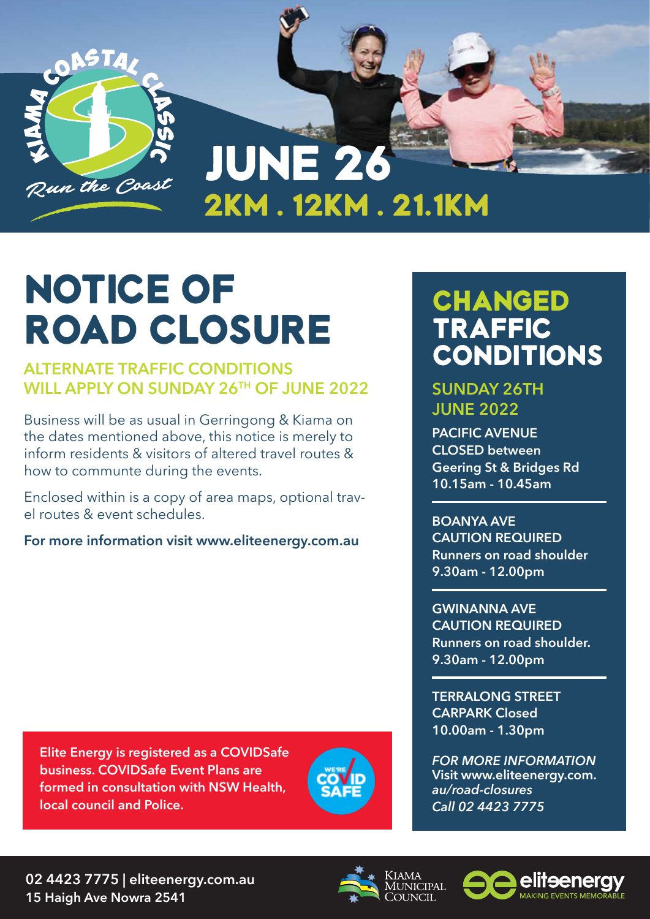KIAMA COASTAL CLASSIC

*Run the Coast*

# JUNE 26

## 2KM . 12KM . 21.1KM

# NOTICE OF ROAD CLOSURE

### ALTERNATE TRAFFIC CONDITIONS WILL APPLY ON SUNDAY 26TH OF JUNE 2022

Business will be as usual in Gerringong & Kiama on the dates mentioned above, this notice is merely to inform residents & visitors of altered travel routes & how to communte during the events.

Enclosed within is a copy of area maps, optional travel routes & event schedules.

**For more information visit www.eliteenergy.com.au**

**Elite Energy is registered as a COVIDSafe business. COVIDSafe Event Plans are formed in consultation with NSW Health, local council and Police.**

WE'RE COVID SAFE

# CHANGED TRAFFIC CONDITIONS

### SUNDAY 26TH JUNE 2022

**PACIFIC AVENUE CLOSED between Geering St & Bridges Rd**
**10.15am - 10.45am**

---

**BOANYA AVE CAUTION REQUIRED**
**Runners on road shoulder**
**9.30am - 12.00pm**

---

**GWINANNA AVE CAUTION REQUIRED**
**Runners on road shoulder.**
**9.30am - 12.00pm**

---

**TERRALONG STREET CARPARK Closed**
**10.00am - 1.30pm**

*FOR MORE INFORMATION*
**Visit www.eliteenergy.com.au/road-closures**
*Call 02 4423 7775*

**02 4423 7775 | eliteenergy.com.au**
**15 Haigh Ave Nowra 2541**

KIAMA MUNICIPAL COUNCIL

eliteenergy MAKING EVENTS MEMORABLE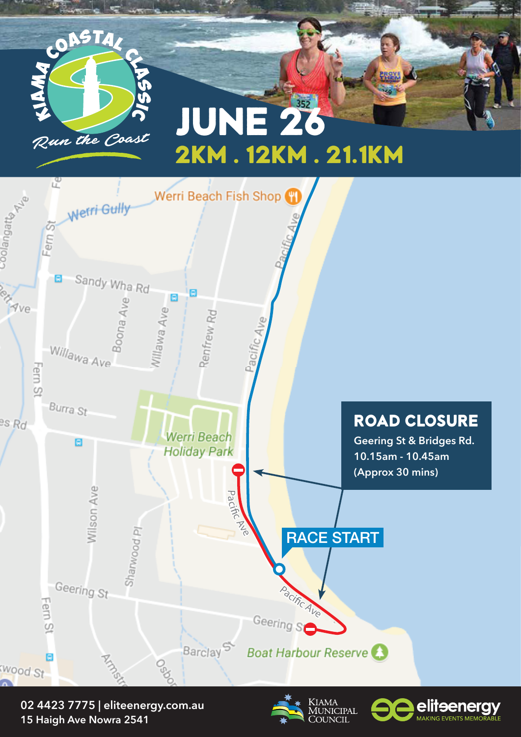# KIAMA COASTAL CLASSIC

*Run the Coast*

# JUNE 26

## 2KM . 12KM . 21.1KM

Werri Beach Fish Shop

Werri Gully

Sandy Wha Rd

Willawa Ave

Burra St

Werri Beach Holiday Park

Pacific Ave

Geering St

Barclay St

Boat Harbour Reserve

## ROAD CLOSURE

**Geering St & Bridges Rd.**
**10.15am - 10.45am**
**(Approx 30 mins)**

**RACE START**

**02 4423 7775 | eliteenergy.com.au**
**15 Haigh Ave Nowra 2541**

Kiama Municipal Council

eliteenergy MAKING EVENTS MEMORABLE